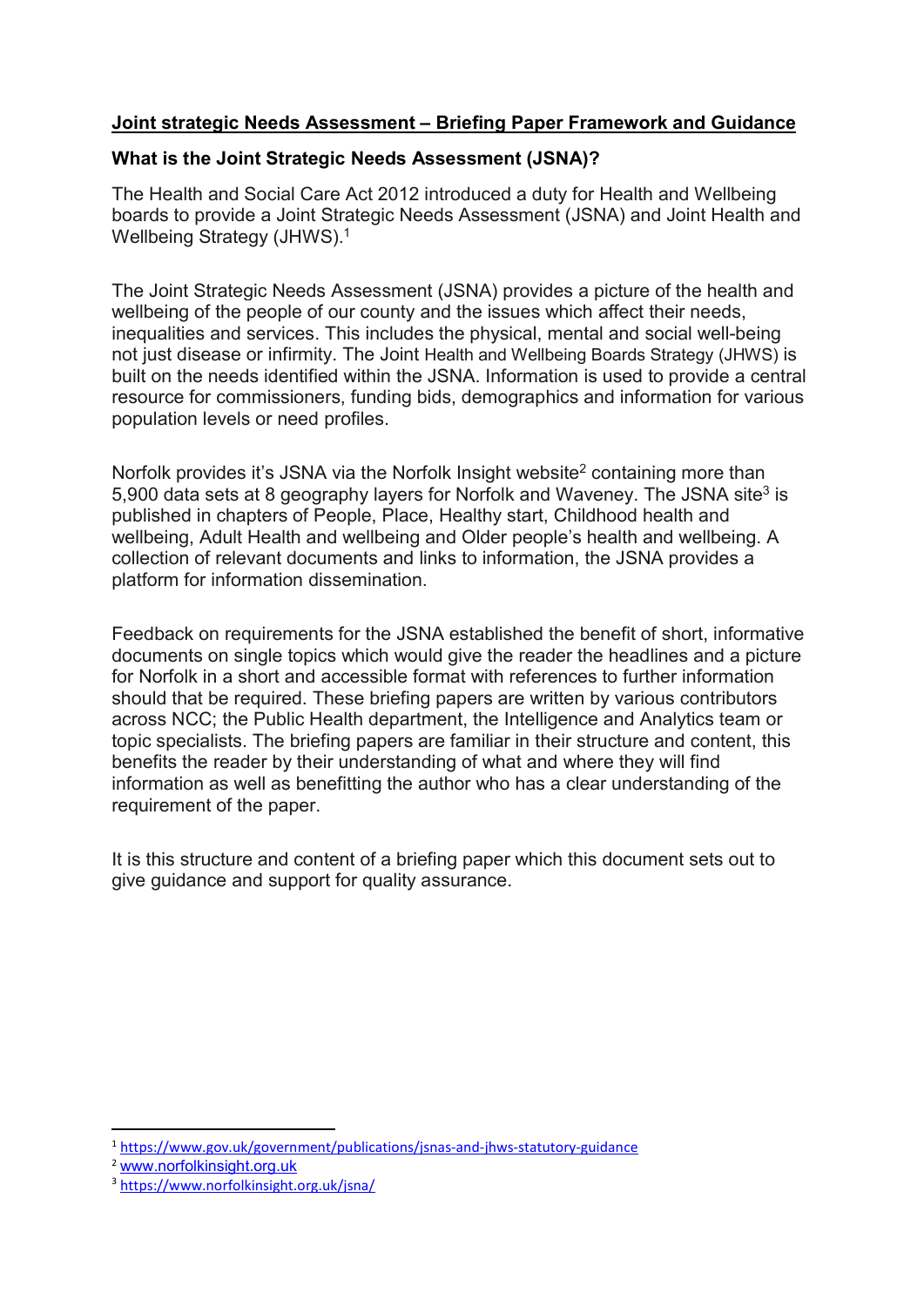# **<u>Joint strategic Needs Assessment – Briefing Paper Framework and Guidance</u>**

## **What is the Joint Strategic Needs Assessment (JSNA)?**

The Health and Social Care Act 2012 introduced a duty for Health and Wellbeing boards to provide a Joint Strategic Needs Assessment (JSNA) and Joint Health and Wellbeing Strategy (JHWS).[1]

The Joint Strategic Needs Assessment (JSNA) provides a picture of the health and wellbeing of the people of our county and the issues which affect their needs, inequalities and services. This includes the physical, mental and social well-being not just disease or infirmity. The Joint Health and Wellbeing Boards Strategy (JHWS) is built on the needs identified within the JSNA. Information is used to provide a central resource for commissioners, funding bids, demographics and information for various population levels or need profiles.

Norfolk provides it's JSNA via the Norfolk Insight website[2] containing more than 5,900 data sets at 8 geography layers for Norfolk and Waveney. The JSNA site[3] is published in chapters of People, Place, Healthy start, Childhood health and wellbeing, Adult Health and wellbeing and Older people's health and wellbeing. A collection of relevant documents and links to information, the JSNA provides a platform for information dissemination.

Feedback on requirements for the JSNA established the benefit of short, informative documents on single topics which would give the reader the headlines and a picture for Norfolk in a short and accessible format with references to further information should that be required. These briefing papers are written by various contributors across NCC; the Public Health department, the Intelligence and Analytics team or topic specialists. The briefing papers are familiar in their structure and content, this benefits the reader by their understanding of what and where they will find information as well as benefitting the author who has a clear understanding of the requirement of the paper.

It is this structure and content of a briefing paper which this document sets out to give guidance and support for quality assurance.

---

[1] https://www.gov.uk/government/publications/jsnas-and-jhws-statutory-guidance

[2] www.norfolkinsight.org.uk

[3] https://www.norfolkinsight.org.uk/jsna/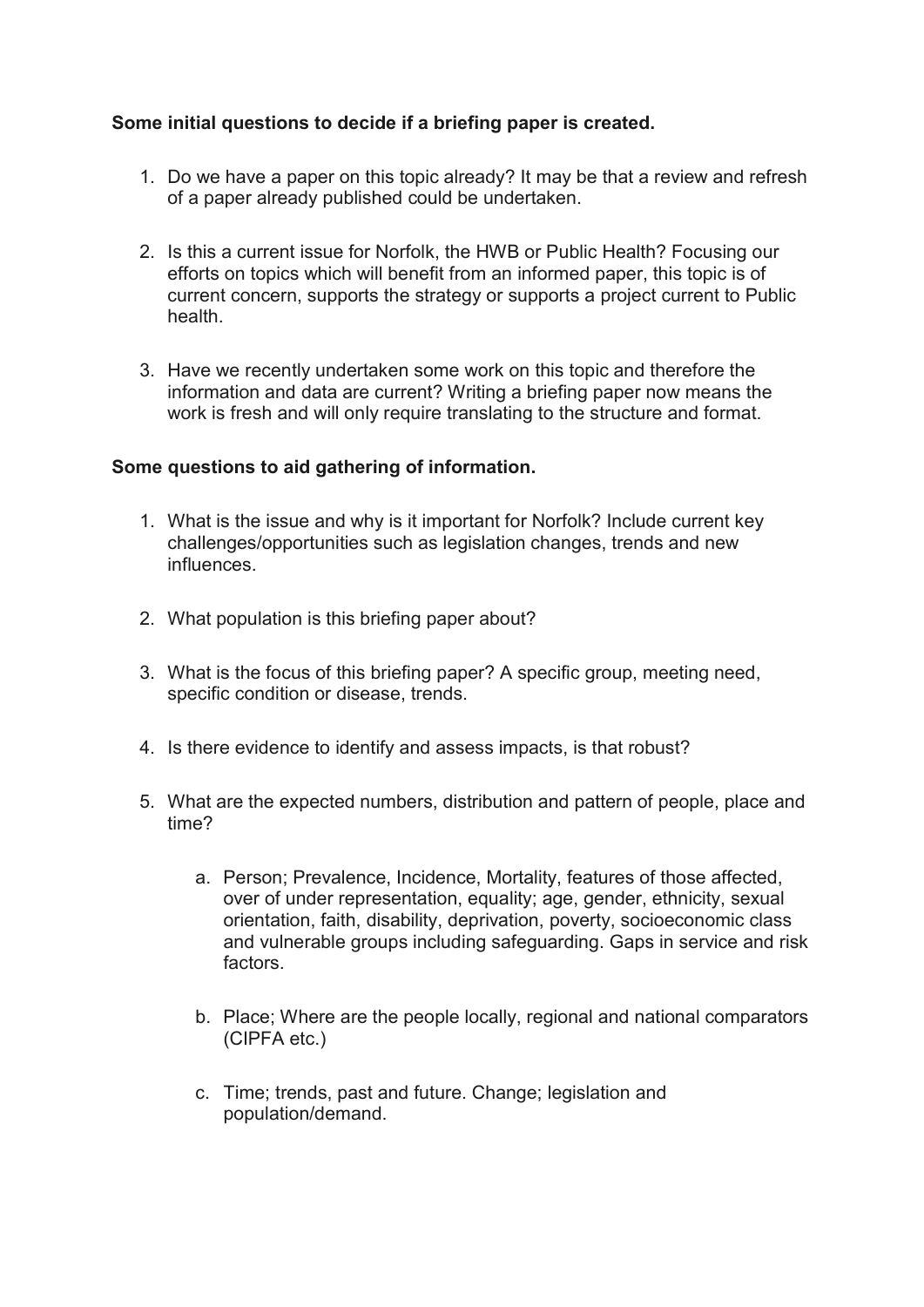**Some initial questions to decide if a briefing paper is created.**

1. Do we have a paper on this topic already? It may be that a review and refresh of a paper already published could be undertaken.

2. Is this a current issue for Norfolk, the HWB or Public Health? Focusing our efforts on topics which will benefit from an informed paper, this topic is of current concern, supports the strategy or supports a project current to Public health.

3. Have we recently undertaken some work on this topic and therefore the information and data are current? Writing a briefing paper now means the work is fresh and will only require translating to the structure and format.

**Some questions to aid gathering of information.**

1. What is the issue and why is it important for Norfolk? Include current key challenges/opportunities such as legislation changes, trends and new influences.

2. What population is this briefing paper about?

3. What is the focus of this briefing paper? A specific group, meeting need, specific condition or disease, trends.

4. Is there evidence to identify and assess impacts, is that robust?

5. What are the expected numbers, distribution and pattern of people, place and time?

    a. Person; Prevalence, Incidence, Mortality, features of those affected, over of under representation, equality; age, gender, ethnicity, sexual orientation, faith, disability, deprivation, poverty, socioeconomic class and vulnerable groups including safeguarding. Gaps in service and risk factors.

    b. Place; Where are the people locally, regional and national comparators (CIPFA etc.)

    c. Time; trends, past and future. Change; legislation and population/demand.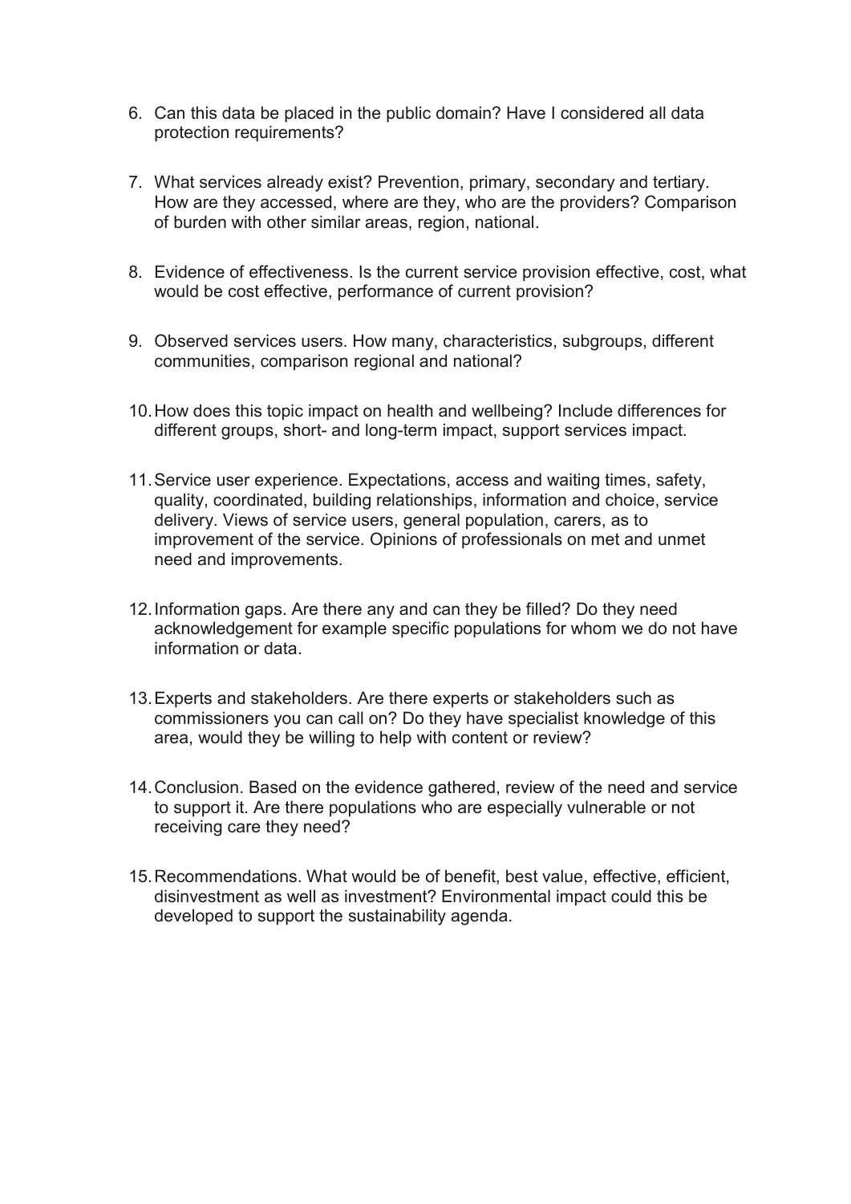6. Can this data be placed in the public domain? Have I considered all data protection requirements?

7. What services already exist? Prevention, primary, secondary and tertiary. How are they accessed, where are they, who are the providers? Comparison of burden with other similar areas, region, national.

8. Evidence of effectiveness. Is the current service provision effective, cost, what would be cost effective, performance of current provision?

9. Observed services users. How many, characteristics, subgroups, different communities, comparison regional and national?

10. How does this topic impact on health and wellbeing? Include differences for different groups, short- and long-term impact, support services impact.

11. Service user experience. Expectations, access and waiting times, safety, quality, coordinated, building relationships, information and choice, service delivery. Views of service users, general population, carers, as to improvement of the service. Opinions of professionals on met and unmet need and improvements.

12. Information gaps. Are there any and can they be filled? Do they need acknowledgement for example specific populations for whom we do not have information or data.

13. Experts and stakeholders. Are there experts or stakeholders such as commissioners you can call on? Do they have specialist knowledge of this area, would they be willing to help with content or review?

14. Conclusion. Based on the evidence gathered, review of the need and service to support it. Are there populations who are especially vulnerable or not receiving care they need?

15. Recommendations. What would be of benefit, best value, effective, efficient, disinvestment as well as investment? Environmental impact could this be developed to support the sustainability agenda.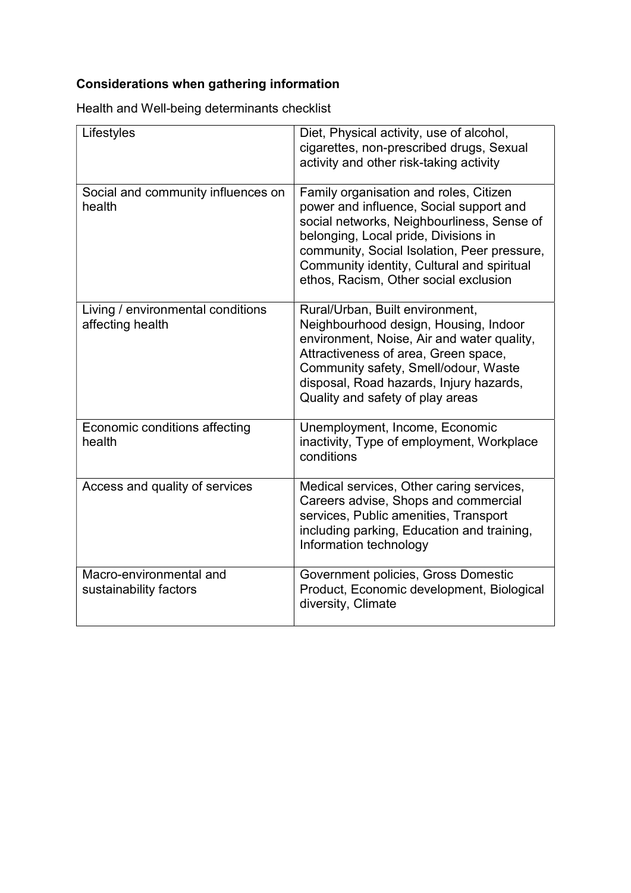**Considerations when gathering information**

Health and Well-being determinants checklist

| | |
|---|---|
| Lifestyles | Diet, Physical activity, use of alcohol, cigarettes, non-prescribed drugs, Sexual activity and other risk-taking activity |
| Social and community influences on health | Family organisation and roles, Citizen power and influence, Social support and social networks, Neighbourliness, Sense of belonging, Local pride, Divisions in community, Social Isolation, Peer pressure, Community identity, Cultural and spiritual ethos, Racism, Other social exclusion |
| Living / environmental conditions affecting health | Rural/Urban, Built environment, Neighbourhood design, Housing, Indoor environment, Noise, Air and water quality, Attractiveness of area, Green space, Community safety, Smell/odour, Waste disposal, Road hazards, Injury hazards, Quality and safety of play areas |
| Economic conditions affecting health | Unemployment, Income, Economic inactivity, Type of employment, Workplace conditions |
| Access and quality of services | Medical services, Other caring services, Careers advise, Shops and commercial services, Public amenities, Transport including parking, Education and training, Information technology |
| Macro-environmental and sustainability factors | Government policies, Gross Domestic Product, Economic development, Biological diversity, Climate |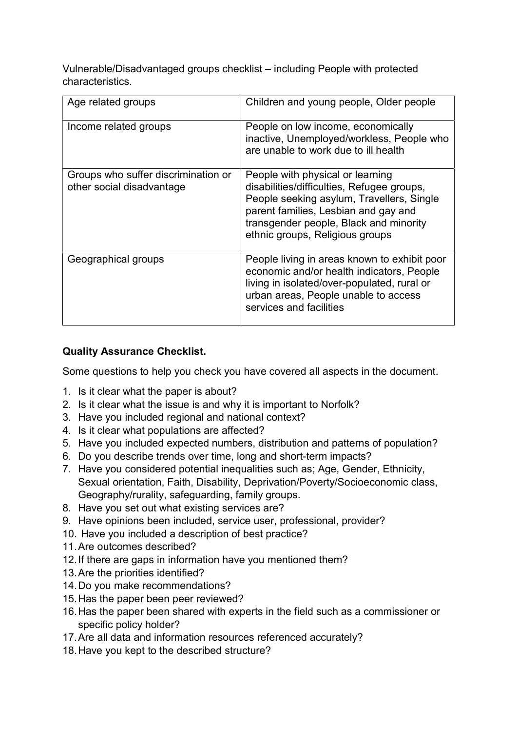Vulnerable/Disadvantaged groups checklist – including People with protected characteristics.

| Age related groups | Children and young people, Older people |
|---|---|
| Income related groups | People on low income, economically inactive, Unemployed/workless, People who are unable to work due to ill health |
| Groups who suffer discrimination or other social disadvantage | People with physical or learning disabilities/difficulties, Refugee groups, People seeking asylum, Travellers, Single parent families, Lesbian and gay and transgender people, Black and minority ethnic groups, Religious groups |
| Geographical groups | People living in areas known to exhibit poor economic and/or health indicators, People living in isolated/over-populated, rural or urban areas, People unable to access services and facilities |

**Quality Assurance Checklist.**

Some questions to help you check you have covered all aspects in the document.

1. Is it clear what the paper is about?
2. Is it clear what the issue is and why it is important to Norfolk?
3. Have you included regional and national context?
4. Is it clear what populations are affected?
5. Have you included expected numbers, distribution and patterns of population?
6. Do you describe trends over time, long and short-term impacts?
7. Have you considered potential inequalities such as; Age, Gender, Ethnicity, Sexual orientation, Faith, Disability, Deprivation/Poverty/Socioeconomic class, Geography/rurality, safeguarding, family groups.
8. Have you set out what existing services are?
9. Have opinions been included, service user, professional, provider?
10. Have you included a description of best practice?
11. Are outcomes described?
12. If there are gaps in information have you mentioned them?
13. Are the priorities identified?
14. Do you make recommendations?
15. Has the paper been peer reviewed?
16. Has the paper been shared with experts in the field such as a commissioner or specific policy holder?
17. Are all data and information resources referenced accurately?
18. Have you kept to the described structure?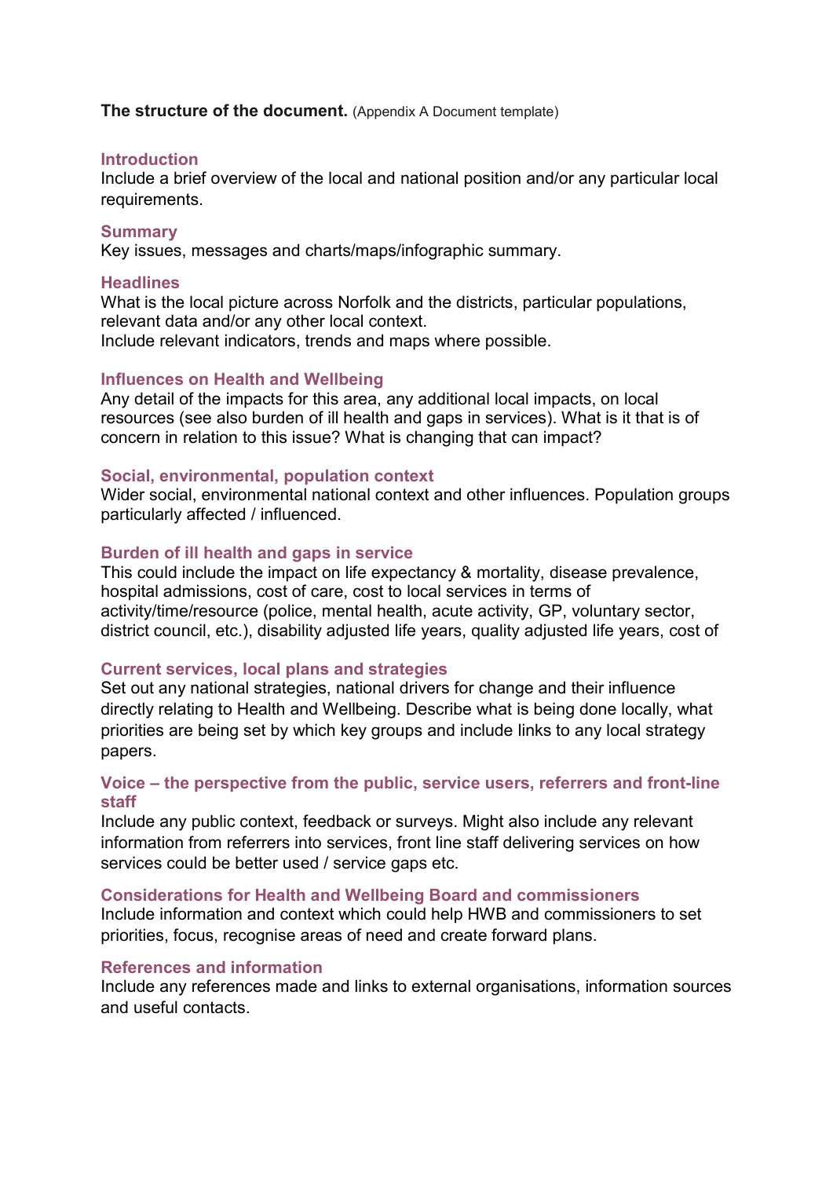**The structure of the document.** (Appendix A Document template)

### Introduction

Include a brief overview of the local and national position and/or any particular local requirements.

### Summary

Key issues, messages and charts/maps/infographic summary.

### Headlines

What is the local picture across Norfolk and the districts, particular populations, relevant data and/or any other local context.
Include relevant indicators, trends and maps where possible.

### Influences on Health and Wellbeing

Any detail of the impacts for this area, any additional local impacts, on local resources (see also burden of ill health and gaps in services). What is it that is of concern in relation to this issue? What is changing that can impact?

### Social, environmental, population context

Wider social, environmental national context and other influences. Population groups particularly affected / influenced.

### Burden of ill health and gaps in service

This could include the impact on life expectancy & mortality, disease prevalence, hospital admissions, cost of care, cost to local services in terms of activity/time/resource (police, mental health, acute activity, GP, voluntary sector, district council, etc.), disability adjusted life years, quality adjusted life years, cost of

### Current services, local plans and strategies

Set out any national strategies, national drivers for change and their influence directly relating to Health and Wellbeing. Describe what is being done locally, what priorities are being set by which key groups and include links to any local strategy papers.

### Voice – the perspective from the public, service users, referrers and front-line staff

Include any public context, feedback or surveys. Might also include any relevant information from referrers into services, front line staff delivering services on how services could be better used / service gaps etc.

### Considerations for Health and Wellbeing Board and commissioners

Include information and context which could help HWB and commissioners to set priorities, focus, recognise areas of need and create forward plans.

### References and information

Include any references made and links to external organisations, information sources and useful contacts.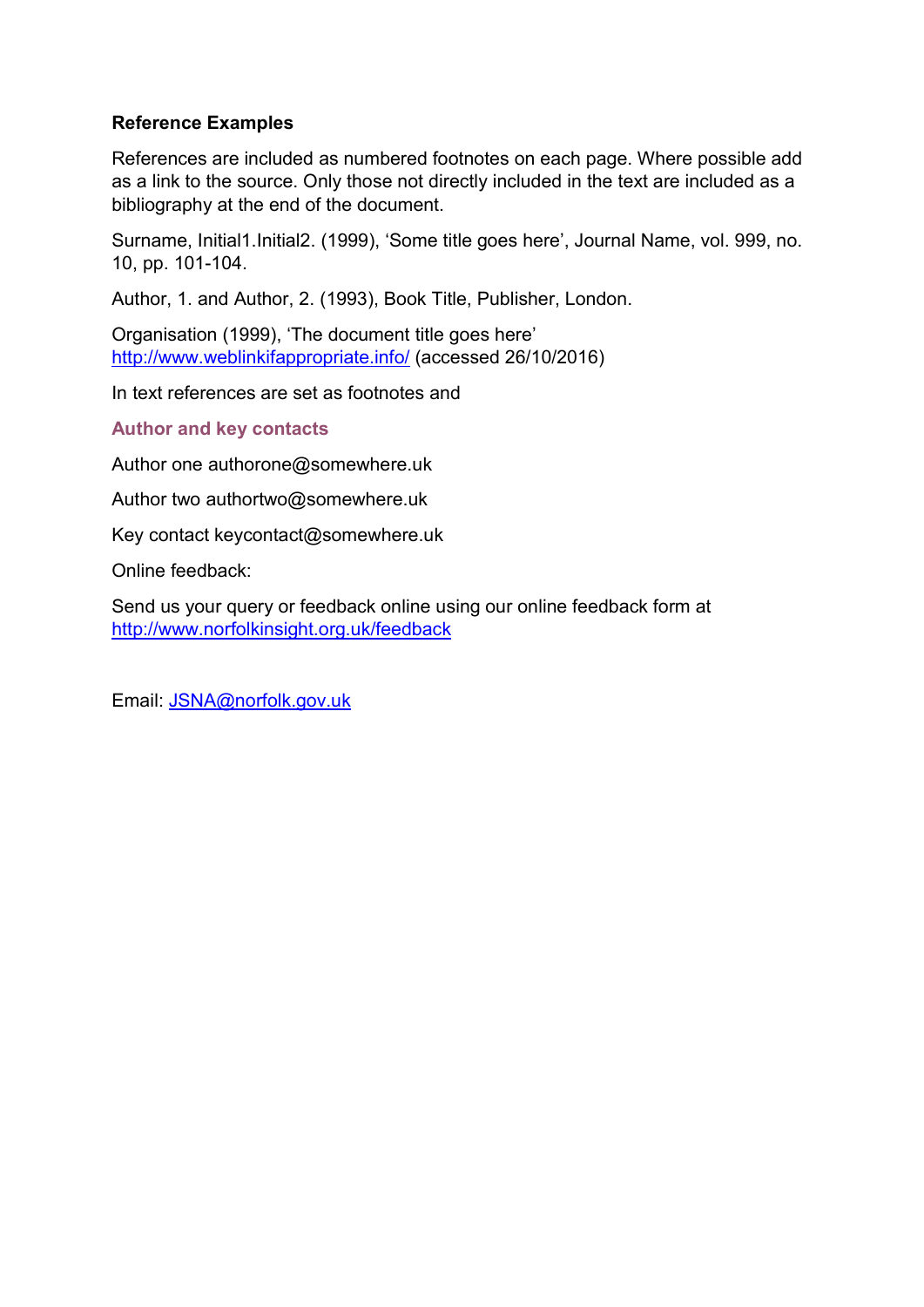**Reference Examples**

References are included as numbered footnotes on each page. Where possible add as a link to the source. Only those not directly included in the text are included as a bibliography at the end of the document.

Surname, Initial1.Initial2. (1999), 'Some title goes here', Journal Name, vol. 999, no. 10, pp. 101-104.

Author, 1. and Author, 2. (1993), Book Title, Publisher, London.

Organisation (1999), 'The document title goes here' [http://www.weblinkifappropriate.info/](http://www.weblinkifappropriate.info/) (accessed 26/10/2016)

In text references are set as footnotes and

## Author and key contacts

Author one authorone@somewhere.uk

Author two authortwo@somewhere.uk

Key contact keycontact@somewhere.uk

Online feedback:

Send us your query or feedback online using our online feedback form at [http://www.norfolkinsight.org.uk/feedback](http://www.norfolkinsight.org.uk/feedback)

Email: [JSNA@norfolk.gov.uk](mailto:JSNA@norfolk.gov.uk)